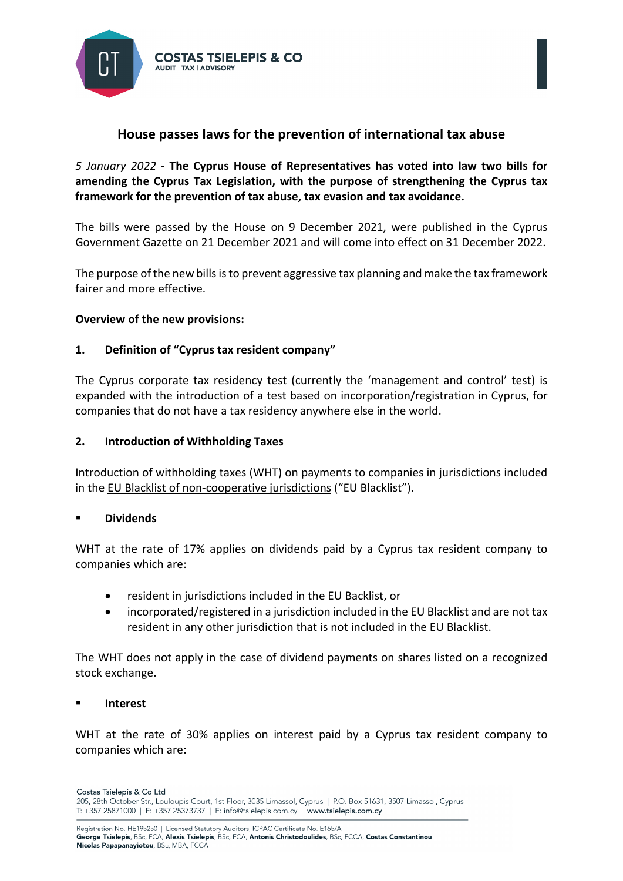# House passes laws for the prevention of international tax abuse

*5 January 2022* - **The Cyprus House of Representatives has voted into law two bills for amending the Cyprus Tax Legislation, with the purpose of strengthening the Cyprus tax framework for the prevention of tax abuse, tax evasion and tax avoidance.**

The bills were passed by the House on 9 December 2021, were published in the Cyprus Government Gazette on 21 December 2021 and will come into effect on 31 December 2022.

The purpose of the new bills is to prevent aggressive tax planning and make the tax framework fairer and more effective.

**Overview of the new provisions:**

## 1. Definition of "Cyprus tax resident company"

The Cyprus corporate tax residency test (currently the 'management and control' test) is expanded with the introduction of a test based on incorporation/registration in Cyprus, for companies that do not have a tax residency anywhere else in the world.

## 2. Introduction of Withholding Taxes

Introduction of withholding taxes (WHT) on payments to companies in jurisdictions included in the EU Blacklist of non-cooperative jurisdictions ("EU Blacklist").

### Dividends

WHT at the rate of 17% applies on dividends paid by a Cyprus tax resident company to companies which are:

- resident in jurisdictions included in the EU Backlist, or
- incorporated/registered in a jurisdiction included in the EU Blacklist and are not tax resident in any other jurisdiction that is not included in the EU Blacklist.

The WHT does not apply in the case of dividend payments on shares listed on a recognized stock exchange.

### Interest

WHT at the rate of 30% applies on interest paid by a Cyprus tax resident company to companies which are: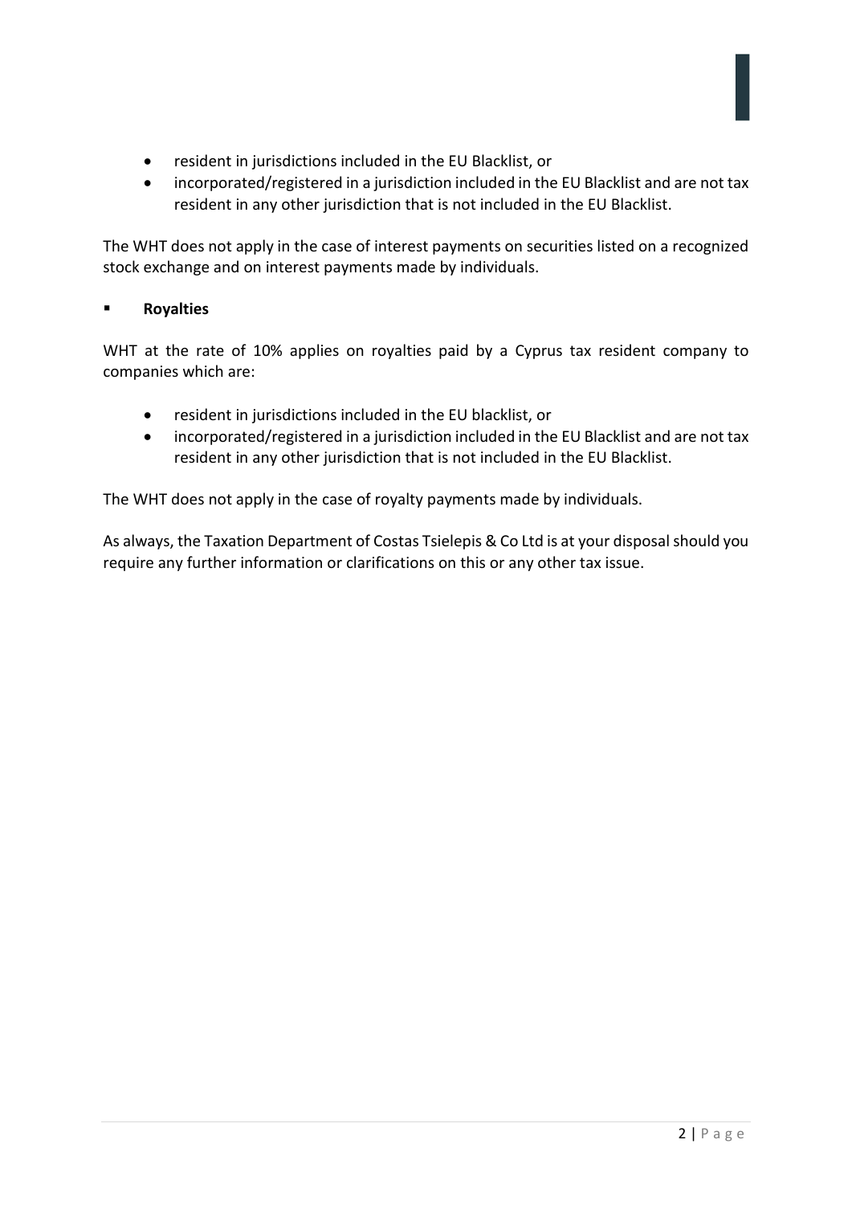- resident in jurisdictions included in the EU Blacklist, or
- incorporated/registered in a jurisdiction included in the EU Blacklist and are not tax resident in any other jurisdiction that is not included in the EU Blacklist.

The WHT does not apply in the case of interest payments on securities listed on a recognized stock exchange and on interest payments made by individuals.

- **Royalties**

WHT at the rate of 10% applies on royalties paid by a Cyprus tax resident company to companies which are:

- resident in jurisdictions included in the EU blacklist, or
- incorporated/registered in a jurisdiction included in the EU Blacklist and are not tax resident in any other jurisdiction that is not included in the EU Blacklist.

The WHT does not apply in the case of royalty payments made by individuals.

As always, the Taxation Department of Costas Tsielepis & Co Ltd is at your disposal should you require any further information or clarifications on this or any other tax issue.